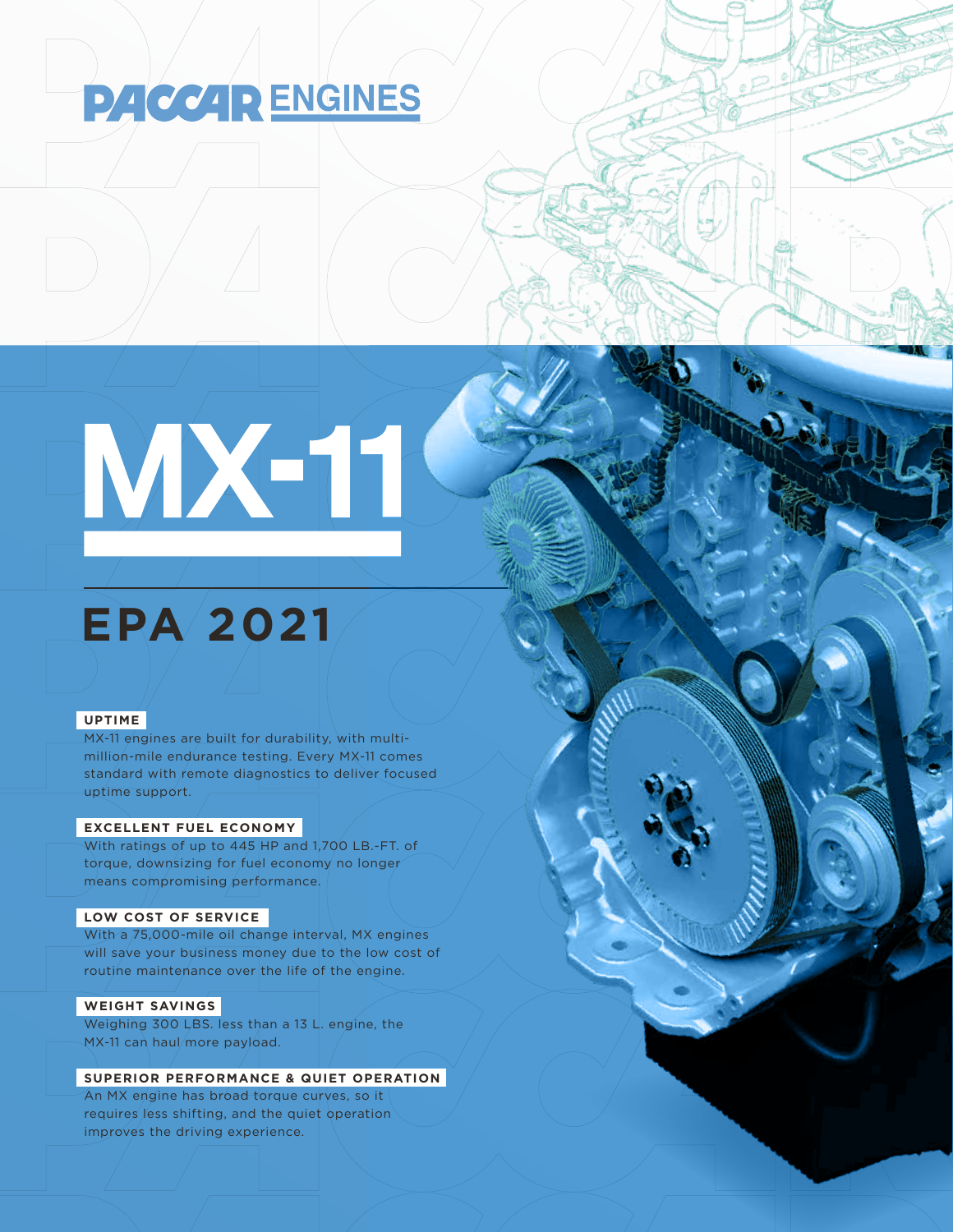# PACCAR ENGINES

# MX-11

## EPA 2021

### UPTIME

MX-11 engines are built for durability, with multi-million-mile endurance testing. Every MX-11 comes standard with remote diagnostics to deliver focused uptime support.

### EXCELLENT FUEL ECONOMY

With ratings of up to 445 HP and 1,700 LB.-FT. of torque, downsizing for fuel economy no longer means compromising performance.

### LOW COST OF SERVICE

With a 75,000-mile oil change interval, MX engines will save your business money due to the low cost of routine maintenance over the life of the engine.

### WEIGHT SAVINGS

Weighing 300 LBS. less than a 13 L. engine, the MX-11 can haul more payload.

### SUPERIOR PERFORMANCE & QUIET OPERATION

An MX engine has broad torque curves, so it requires less shifting, and the quiet operation improves the driving experience.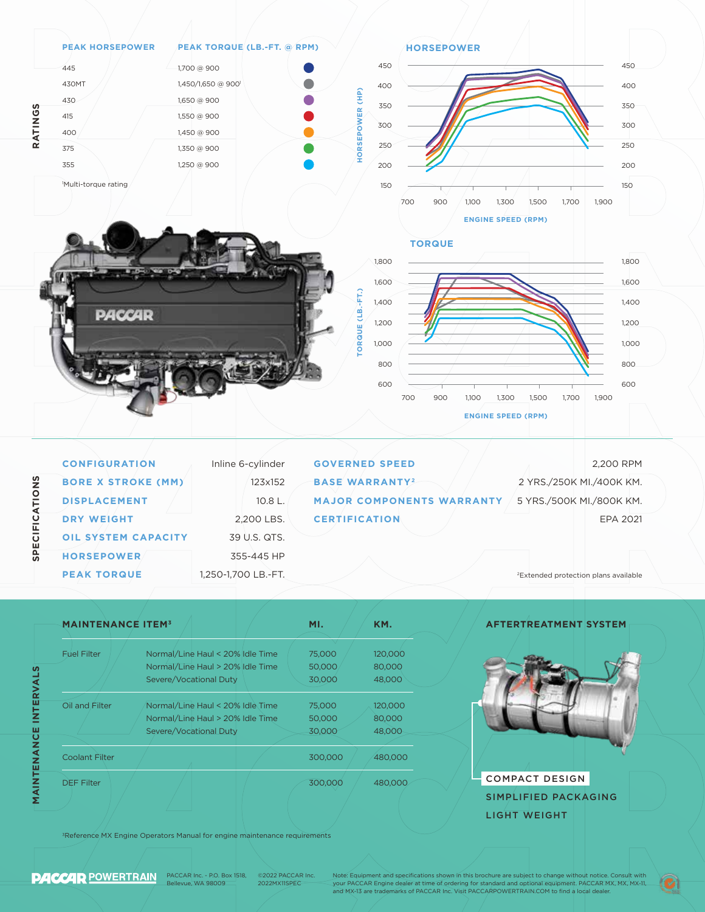## RATINGS

| PEAK HORSEPOWER | PEAK TORQUE (LB.-FT. @ RPM) |
|---|---|
| 445 | 1,700 @ 900 |
| 430MT | 1,450/1,650 @ 900[1] |
| 430 | 1,650 @ 900 |
| 415 | 1,550 @ 900 |
| 400 | 1,450 @ 900 |
| 375 | 1,350 @ 900 |
| 355 | 1,250 @ 900 |

[1]Multi-torque rating

### HORSEPOWER

HORSEPOWER (HP)

450
400
350
300
250
200
150

700 900 1,100 1,300 1,500 1,700 1,900

ENGINE SPEED (RPM)

### TORQUE

TORQUE (LB.-FT.)

1,800
1,600
1,400
1,200
1,000
800
600

700 900 1,100 1,300 1,500 1,700 1,900

ENGINE SPEED (RPM)

## SPECIFICATIONS

| | |
|---|---|
| CONFIGURATION | Inline 6-cylinder |
| BORE X STROKE (MM) | 123x152 |
| DISPLACEMENT | 10.8 L. |
| DRY WEIGHT | 2,200 LBS. |
| OIL SYSTEM CAPACITY | 39 U.S. QTS. |
| HORSEPOWER | 355-445 HP |
| PEAK TORQUE | 1,250-1,700 LB.-FT. |
| GOVERNED SPEED | 2,200 RPM |
| BASE WARRANTY[2] | 2 YRS./250K MI./400K KM. |
| MAJOR COMPONENTS WARRANTY | 5 YRS./500K MI./800K KM. |
| CERTIFICATION | EPA 2021 |

[2]Extended protection plans available

## MAINTENANCE INTERVALS

| MAINTENANCE ITEM[3] | | MI. | KM. |
|---|---|---|---|
| Fuel Filter | Normal/Line Haul < 20% Idle Time | 75,000 | 120,000 |
| | Normal/Line Haul > 20% Idle Time | 50,000 | 80,000 |
| | Severe/Vocational Duty | 30,000 | 48,000 |
| Oil and Filter | Normal/Line Haul < 20% Idle Time | 75,000 | 120,000 |
| | Normal/Line Haul > 20% Idle Time | 50,000 | 80,000 |
| | Severe/Vocational Duty | 30,000 | 48,000 |
| Coolant Filter | | 300,000 | 480,000 |
| DEF Filter | | 300,000 | 480,000 |

[3]Reference MX Engine Operators Manual for engine maintenance requirements

## AFTERTREATMENT SYSTEM

- COMPACT DESIGN
- SIMPLIFIED PACKAGING
- LIGHT WEIGHT

PACCAR POWERTRAIN

PACCAR Inc. - P.O. Box 1518, Bellevue, WA 98009

©2022 PACCAR Inc. 2022MX11SPEC

Note: Equipment and specifications shown in this brochure are subject to change without notice. Consult with your PACCAR Engine dealer at time of ordering for standard and optional equipment. PACCAR MX, MX, MX-11, and MX-13 are trademarks of PACCAR Inc. Visit PACCARPOWERTRAIN.COM to find a local dealer.